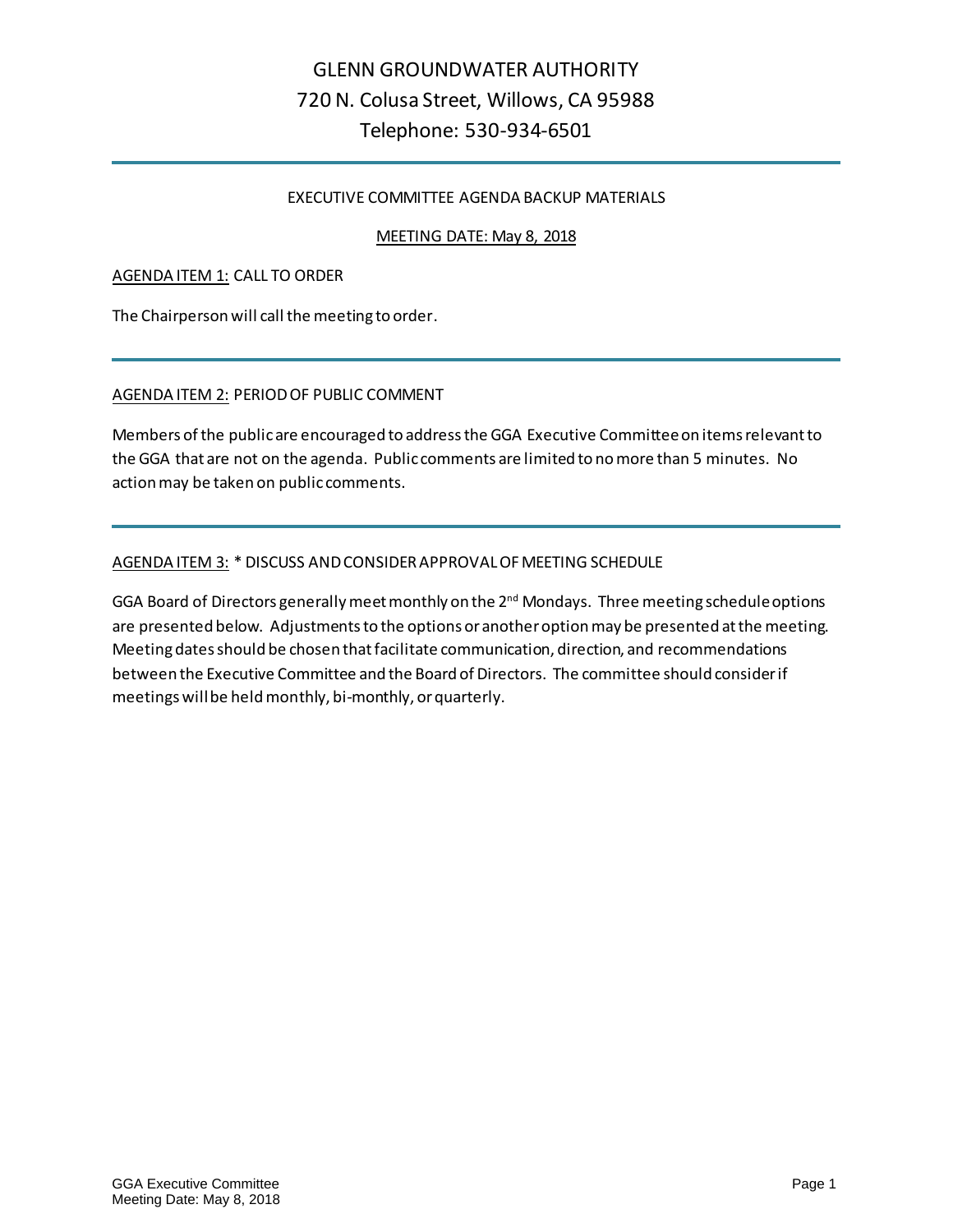# GLENN GROUNDWATER AUTHORITY

720 N. Colusa Street, Willows, CA 95988

Telephone: 530-934-6501

---

EXECUTIVE COMMITTEE AGENDA BACKUP MATERIALS

MEETING DATE: May 8, 2018

AGENDA ITEM 1: CALL TO ORDER

The Chairperson will call the meeting to order.

---

AGENDA ITEM 2: PERIOD OF PUBLIC COMMENT

Members of the public are encouraged to address the GGA Executive Committee on items relevant to the GGA that are not on the agenda. Public comments are limited to no more than 5 minutes. No action may be taken on public comments.

---

AGENDA ITEM 3: * DISCUSS AND CONSIDER APPROVAL OF MEETING SCHEDULE

GGA Board of Directors generally meet monthly on the 2nd Mondays. Three meeting schedule options are presented below. Adjustments to the options or another option may be presented at the meeting. Meeting dates should be chosen that facilitate communication, direction, and recommendations between the Executive Committee and the Board of Directors. The committee should consider if meetings will be held monthly, bi-monthly, or quarterly.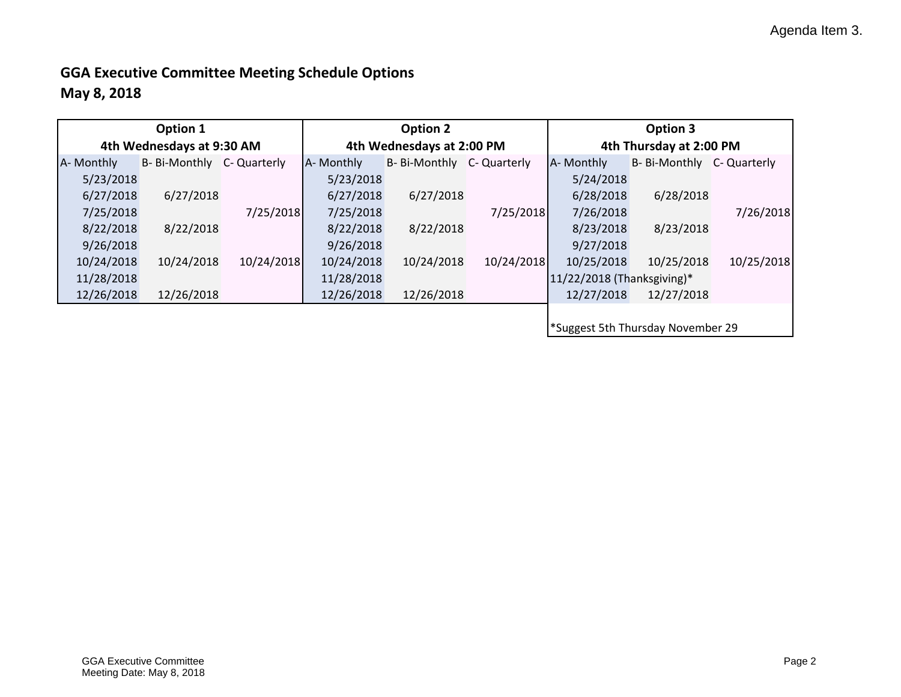Agenda Item 3.

**GGA Executive Committee Meeting Schedule Options**
**May 8, 2018**

| Option 1 | | | Option 2 | | | Option 3 | | |
|---|---|---|---|---|---|---|---|---|
| 4th Wednesdays at 9:30 AM | | | 4th Wednesdays at 2:00 PM | | | 4th Thursday at 2:00 PM | | |
| A- Monthly | B- Bi-Monthly | C- Quarterly | A- Monthly | B- Bi-Monthly | C- Quarterly | A- Monthly | B- Bi-Monthly | C- Quarterly |
| 5/23/2018 | | | 5/23/2018 | | | 5/24/2018 | | |
| 6/27/2018 | 6/27/2018 | | 6/27/2018 | 6/27/2018 | | 6/28/2018 | 6/28/2018 | |
| 7/25/2018 | | 7/25/2018 | 7/25/2018 | | 7/25/2018 | 7/26/2018 | | 7/26/2018 |
| 8/22/2018 | 8/22/2018 | | 8/22/2018 | 8/22/2018 | | 8/23/2018 | 8/23/2018 | |
| 9/26/2018 | | | 9/26/2018 | | | 9/27/2018 | | |
| 10/24/2018 | 10/24/2018 | 10/24/2018 | 10/24/2018 | 10/24/2018 | 10/24/2018 | 10/25/2018 | 10/25/2018 | 10/25/2018 |
| 11/28/2018 | | | 11/28/2018 | | | 11/22/2018 (Thanksgiving)* | | |
| 12/26/2018 | 12/26/2018 | | 12/26/2018 | 12/26/2018 | | 12/27/2018 | 12/27/2018 | |

*Suggest 5th Thursday November 29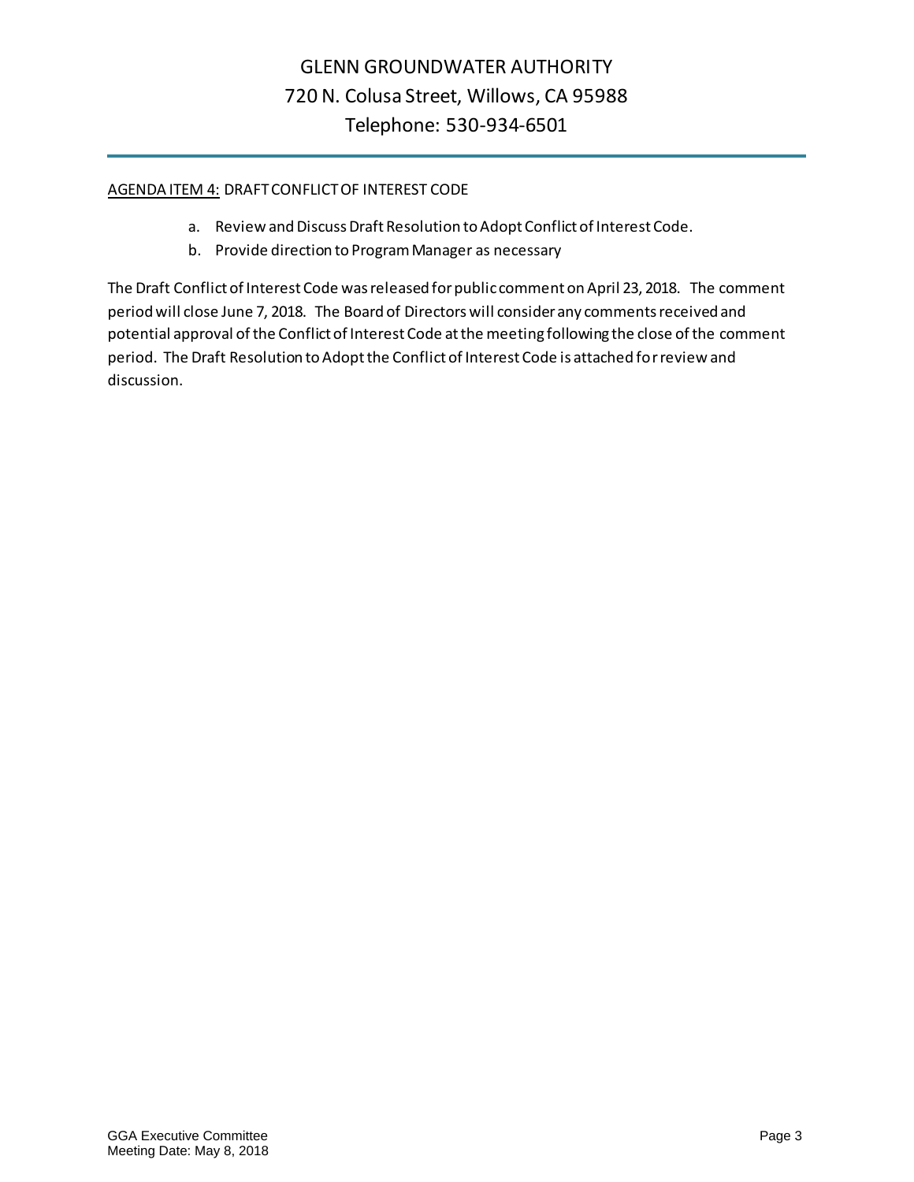# GLENN GROUNDWATER AUTHORITY
720 N. Colusa Street, Willows, CA 95988
Telephone: 530-934-6501

AGENDA ITEM 4: DRAFT CONFLICT OF INTEREST CODE

a. Review and Discuss Draft Resolution to Adopt Conflict of Interest Code.
b. Provide direction to Program Manager as necessary

The Draft Conflict of Interest Code was released for public comment on April 23, 2018. The comment period will close June 7, 2018. The Board of Directors will consider any comments received and potential approval of the Conflict of Interest Code at the meeting following the close of the comment period. The Draft Resolution to Adopt the Conflict of Interest Code is attached for review and discussion.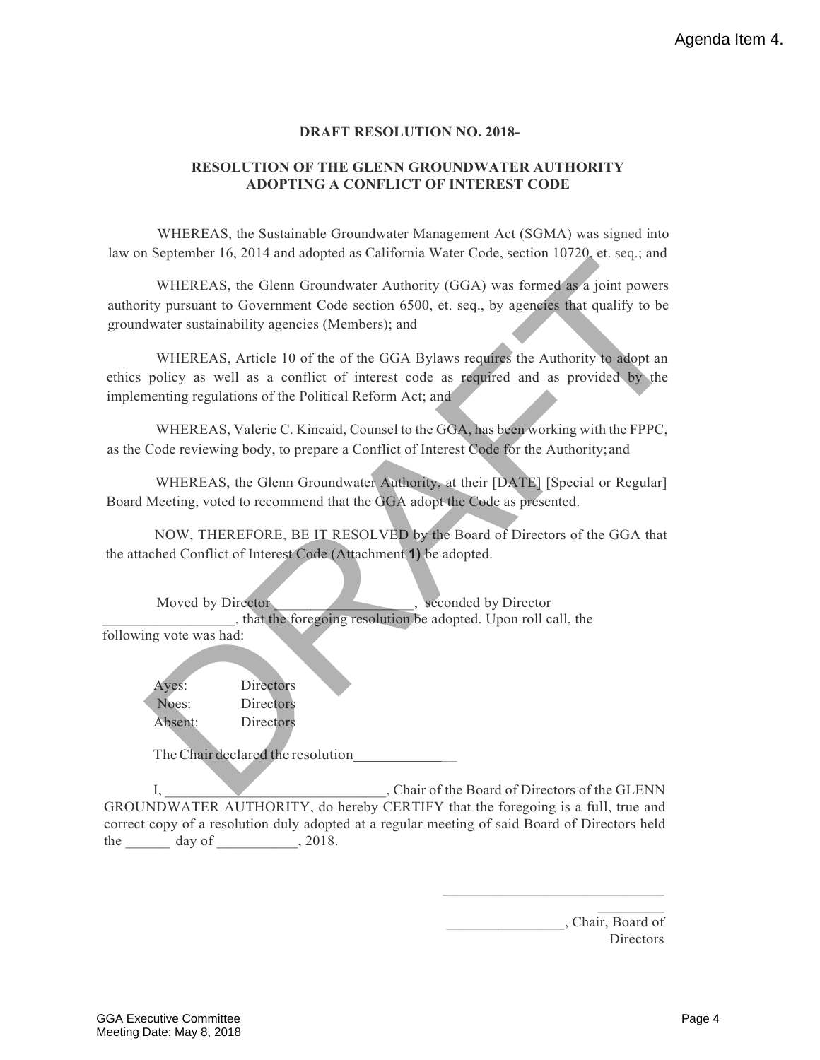Agenda Item 4.

**DRAFT RESOLUTION NO. 2018-**

**RESOLUTION OF THE GLENN GROUNDWATER AUTHORITY ADOPTING A CONFLICT OF INTEREST CODE**

WHEREAS, the Sustainable Groundwater Management Act (SGMA) was signed into law on September 16, 2014 and adopted as California Water Code, section 10720, et. seq.; and

WHEREAS, the Glenn Groundwater Authority (GGA) was formed as a joint powers authority pursuant to Government Code section 6500, et. seq., by agencies that qualify to be groundwater sustainability agencies (Members); and

WHEREAS, Article 10 of the of the GGA Bylaws requires the Authority to adopt an ethics policy as well as a conflict of interest code as required and as provided by the implementing regulations of the Political Reform Act; and

WHEREAS, Valerie C. Kincaid, Counsel to the GGA, has been working with the FPPC, as the Code reviewing body, to prepare a Conflict of Interest Code for the Authority; and

WHEREAS, the Glenn Groundwater Authority, at their [DATE] [Special or Regular] Board Meeting, voted to recommend that the GGA adopt the Code as presented.

NOW, THEREFORE, BE IT RESOLVED by the Board of Directors of the GGA that the attached Conflict of Interest Code (Attachment **1)** be adopted.

Moved by Director ___________________, seconded by Director __________________, that the foregoing resolution be adopted. Upon roll call, the following vote was had:

Ayes: Directors
Noes: Directors
Absent: Directors

The Chair declared the resolution_____________

I, ______________________________, Chair of the Board of Directors of the GLENN GROUNDWATER AUTHORITY, do hereby CERTIFY that the foregoing is a full, true and correct copy of a resolution duly adopted at a regular meeting of said Board of Directors held the ______ day of ___________, 2018.

______________________________

________________, Chair, Board of Directors

GGA Executive Committee
Meeting Date: May 8, 2018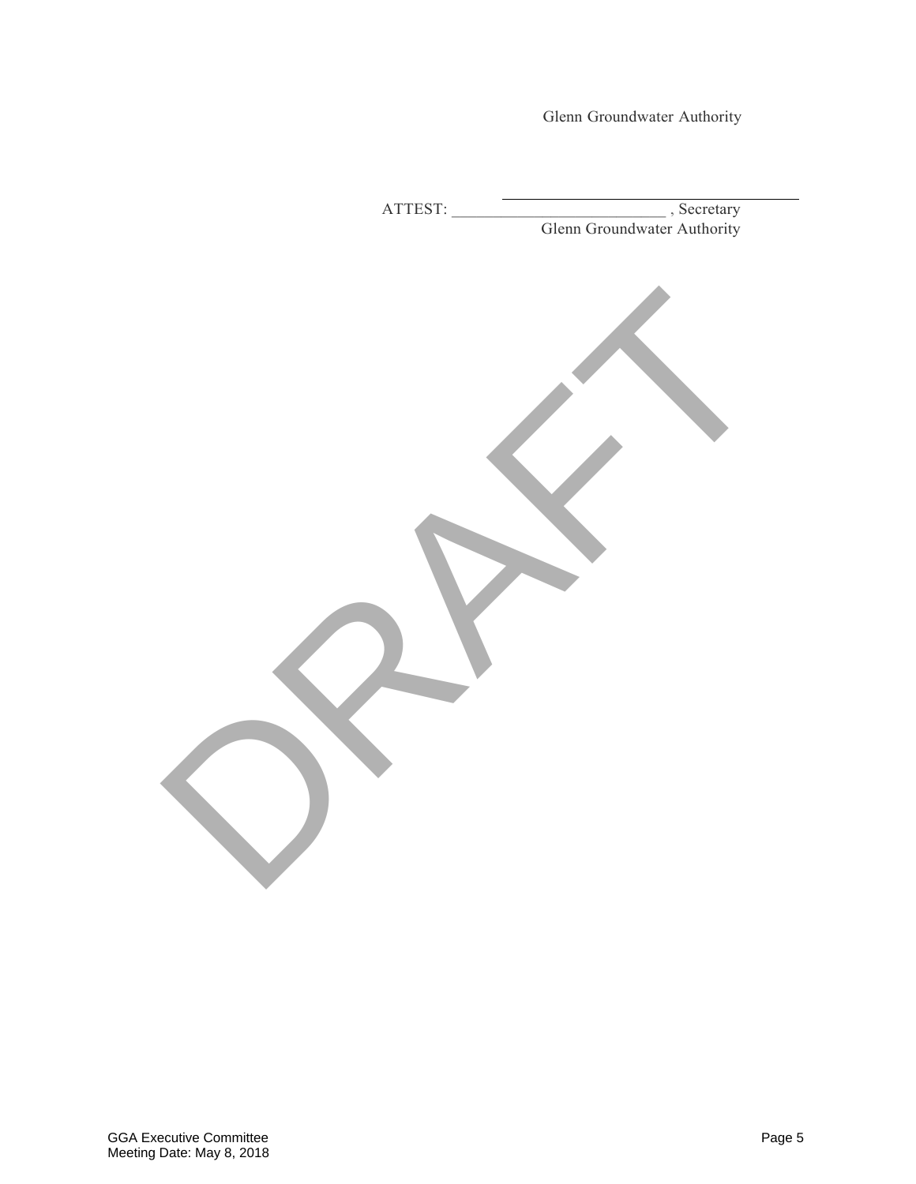Glenn Groundwater Authority

\_\_\_\_\_\_\_\_\_\_\_\_\_\_\_\_\_\_\_\_\_\_\_\_\_\_\_\_\_\_\_\_\_\_\_\_\_\_

ATTEST: \_\_\_\_\_\_\_\_\_\_\_\_\_\_\_\_\_\_\_\_\_\_\_\_\_\_ , Secretary
Glenn Groundwater Authority

DRAFT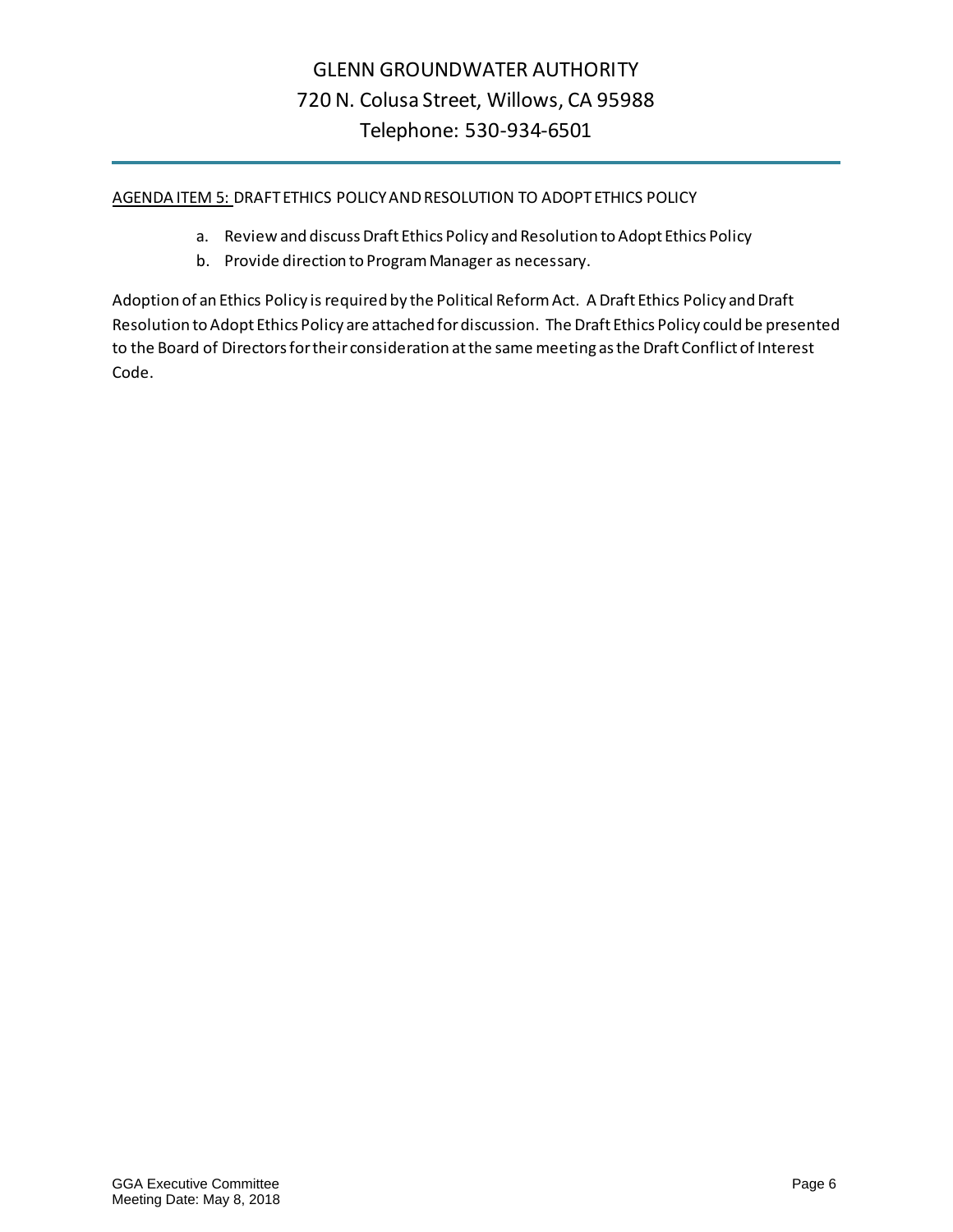# GLENN GROUNDWATER AUTHORITY
## 720 N. Colusa Street, Willows, CA 95988
## Telephone: 530-934-6501

AGENDA ITEM 5: DRAFT ETHICS POLICY AND RESOLUTION TO ADOPT ETHICS POLICY

a. Review and discuss Draft Ethics Policy and Resolution to Adopt Ethics Policy
b. Provide direction to Program Manager as necessary.

Adoption of an Ethics Policy is required by the Political Reform Act. A Draft Ethics Policy and Draft Resolution to Adopt Ethics Policy are attached for discussion. The Draft Ethics Policy could be presented to the Board of Directors for their consideration at the same meeting as the Draft Conflict of Interest Code.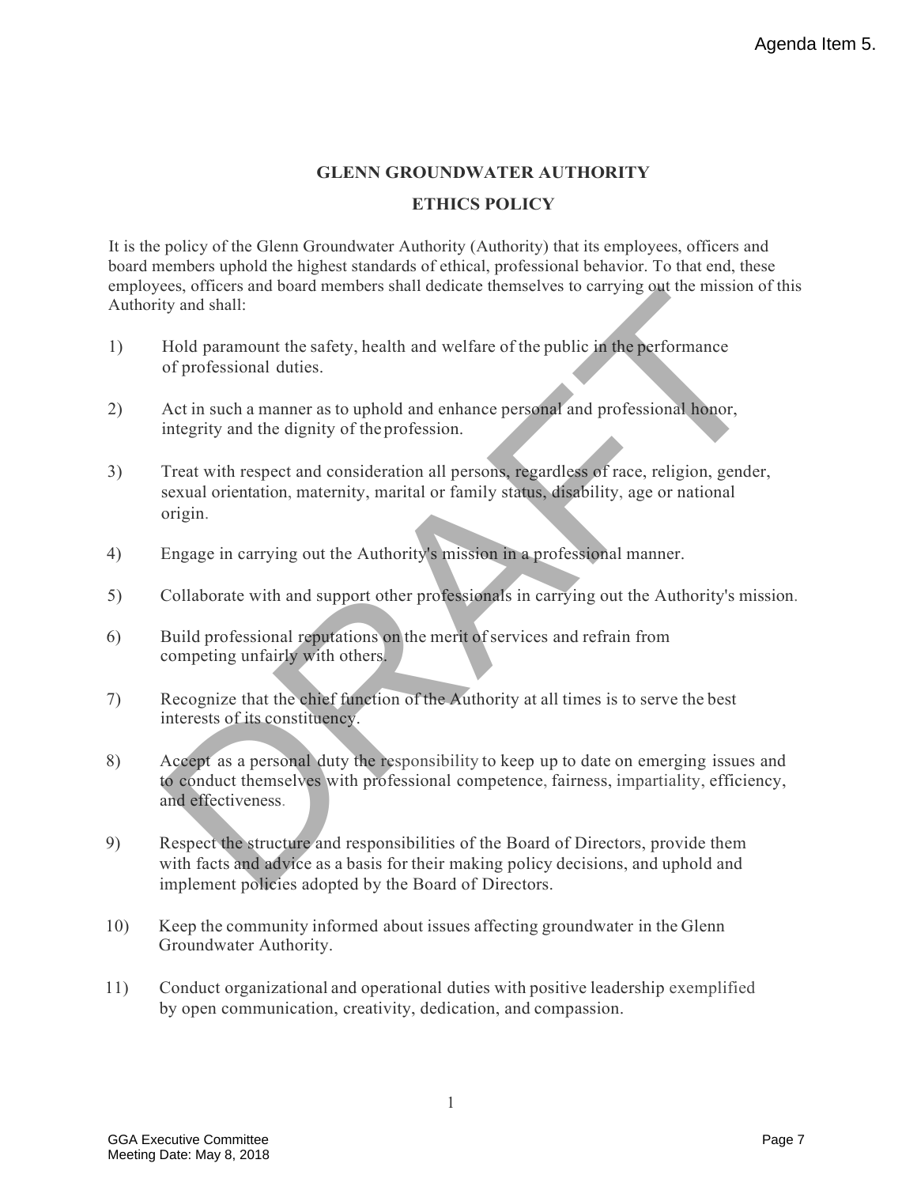# GLENN GROUNDWATER AUTHORITY

## ETHICS POLICY

It is the policy of the Glenn Groundwater Authority (Authority) that its employees, officers and board members uphold the highest standards of ethical, professional behavior. To that end, these employees, officers and board members shall dedicate themselves to carrying out the mission of this Authority and shall:

1) Hold paramount the safety, health and welfare of the public in the performance of professional duties.

2) Act in such a manner as to uphold and enhance personal and professional honor, integrity and the dignity of the profession.

3) Treat with respect and consideration all persons, regardless of race, religion, gender, sexual orientation, maternity, marital or family status, disability, age or national origin.

4) Engage in carrying out the Authority's mission in a professional manner.

5) Collaborate with and support other professionals in carrying out the Authority's mission.

6) Build professional reputations on the merit of services and refrain from competing unfairly with others.

7) Recognize that the chief function of the Authority at all times is to serve the best interests of its constituency.

8) Accept as a personal duty the responsibility to keep up to date on emerging issues and to conduct themselves with professional competence, fairness, impartiality, efficiency, and effectiveness.

9) Respect the structure and responsibilities of the Board of Directors, provide them with facts and advice as a basis for their making policy decisions, and uphold and implement policies adopted by the Board of Directors.

10) Keep the community informed about issues affecting groundwater in the Glenn Groundwater Authority.

11) Conduct organizational and operational duties with positive leadership exemplified by open communication, creativity, dedication, and compassion.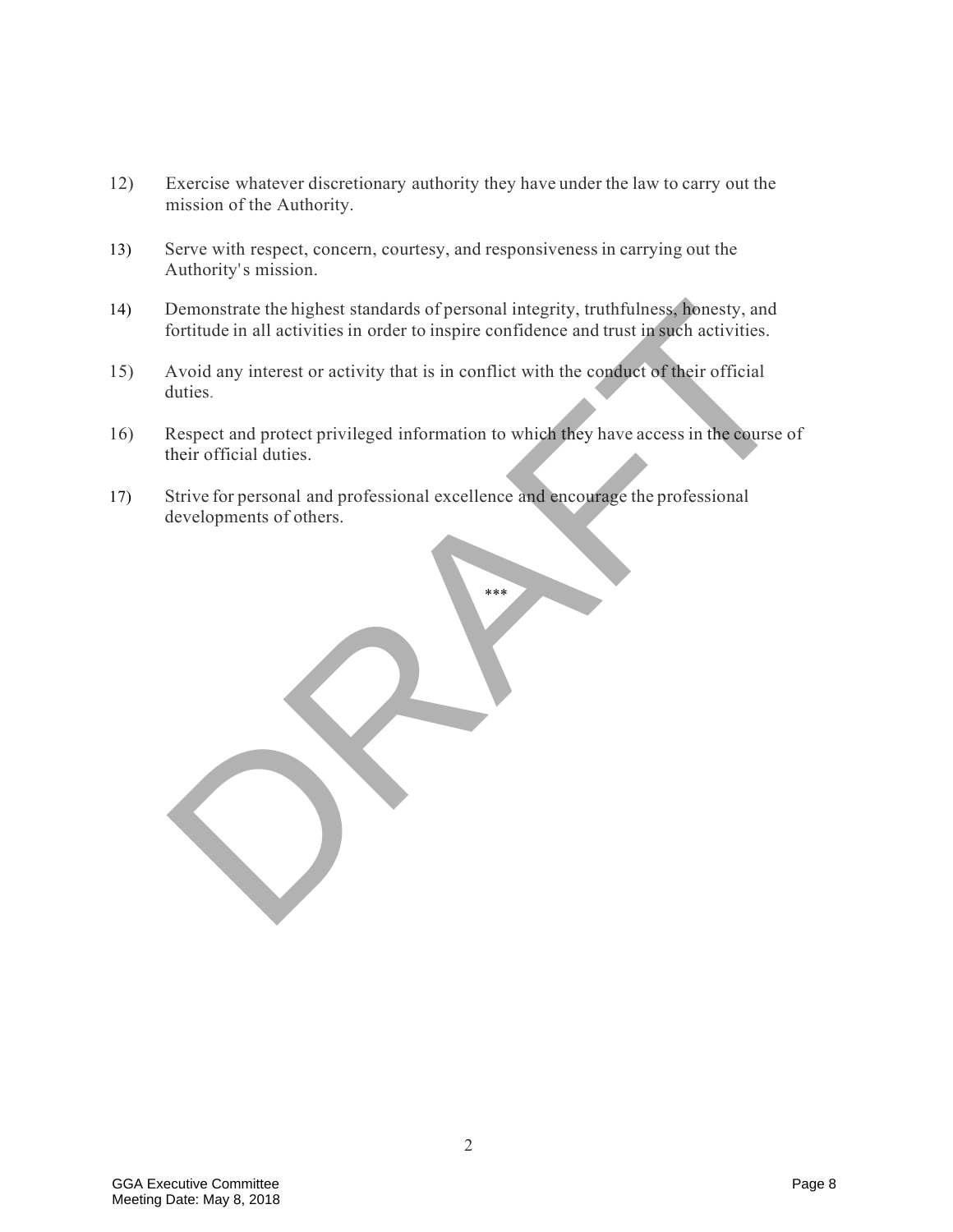12) Exercise whatever discretionary authority they have under the law to carry out the mission of the Authority.

13) Serve with respect, concern, courtesy, and responsiveness in carrying out the Authority's mission.

14) Demonstrate the highest standards of personal integrity, truthfulness, honesty, and fortitude in all activities in order to inspire confidence and trust in such activities.

15) Avoid any interest or activity that is in conflict with the conduct of their official duties.

16) Respect and protect privileged information to which they have access in the course of their official duties.

17) Strive for personal and professional excellence and encourage the professional developments of others.

***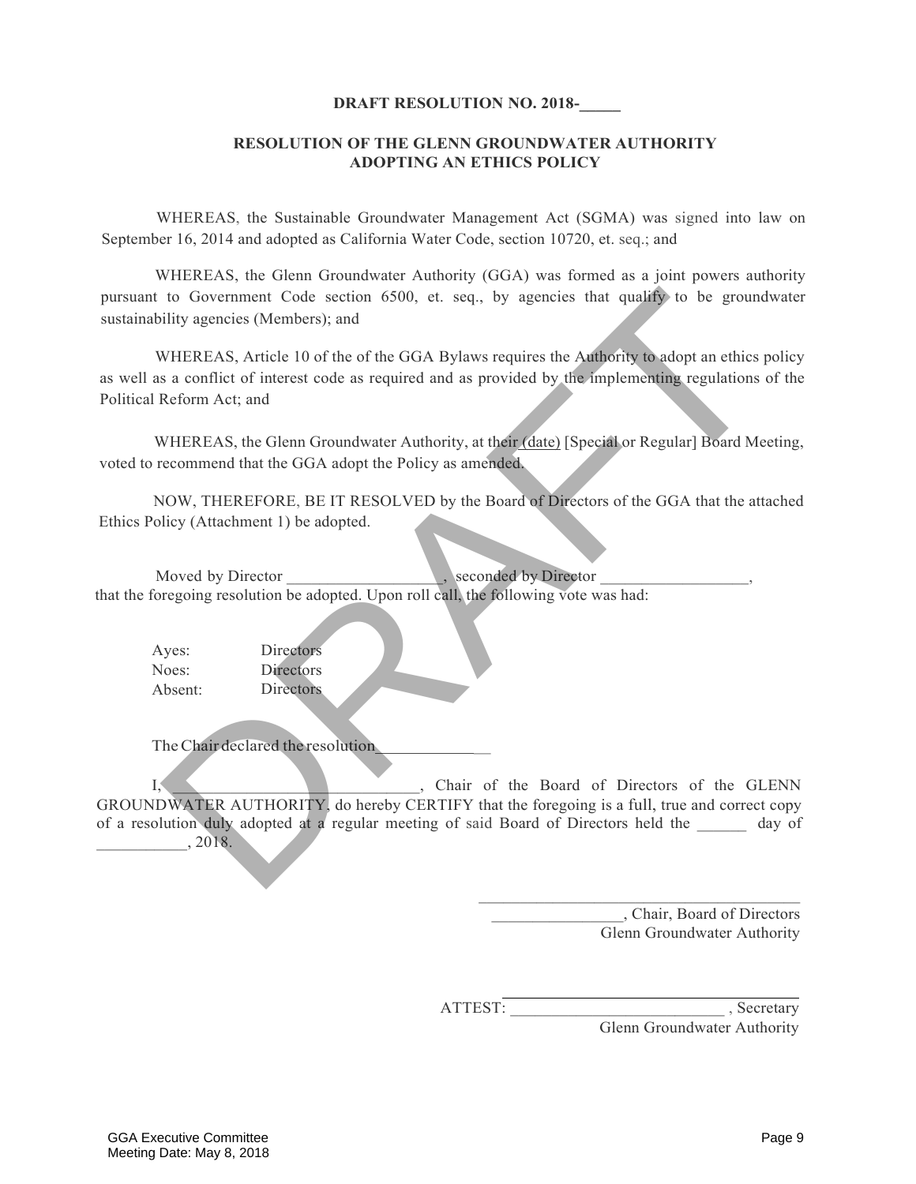**DRAFT RESOLUTION NO. 2018-_____**

**RESOLUTION OF THE GLENN GROUNDWATER AUTHORITY ADOPTING AN ETHICS POLICY**

WHEREAS, the Sustainable Groundwater Management Act (SGMA) was signed into law on September 16, 2014 and adopted as California Water Code, section 10720, et. seq.; and

WHEREAS, the Glenn Groundwater Authority (GGA) was formed as a joint powers authority pursuant to Government Code section 6500, et. seq., by agencies that qualify to be groundwater sustainability agencies (Members); and

WHEREAS, Article 10 of the of the GGA Bylaws requires the Authority to adopt an ethics policy as well as a conflict of interest code as required and as provided by the implementing regulations of the Political Reform Act; and

WHEREAS, the Glenn Groundwater Authority, at their (date) [Special or Regular] Board Meeting, voted to recommend that the GGA adopt the Policy as amended.

NOW, THEREFORE, BE IT RESOLVED by the Board of Directors of the GGA that the attached Ethics Policy (Attachment 1) be adopted.

Moved by Director ___________________, seconded by Director __________________, that the foregoing resolution be adopted. Upon roll call, the following vote was had:

Ayes: Directors
Noes: Directors
Absent: Directors

The Chair declared the resolution_______________

I, ______________________________, Chair of the Board of Directors of the GLENN GROUNDWATER AUTHORITY, do hereby CERTIFY that the foregoing is a full, true and correct copy of a resolution duly adopted at a regular meeting of said Board of Directors held the ______ day of ___________, 2018.

_________________________________________
________________, Chair, Board of Directors
Glenn Groundwater Authority

ATTEST: __________________________ , Secretary
Glenn Groundwater Authority

GGA Executive Committee
Meeting Date: May 8, 2018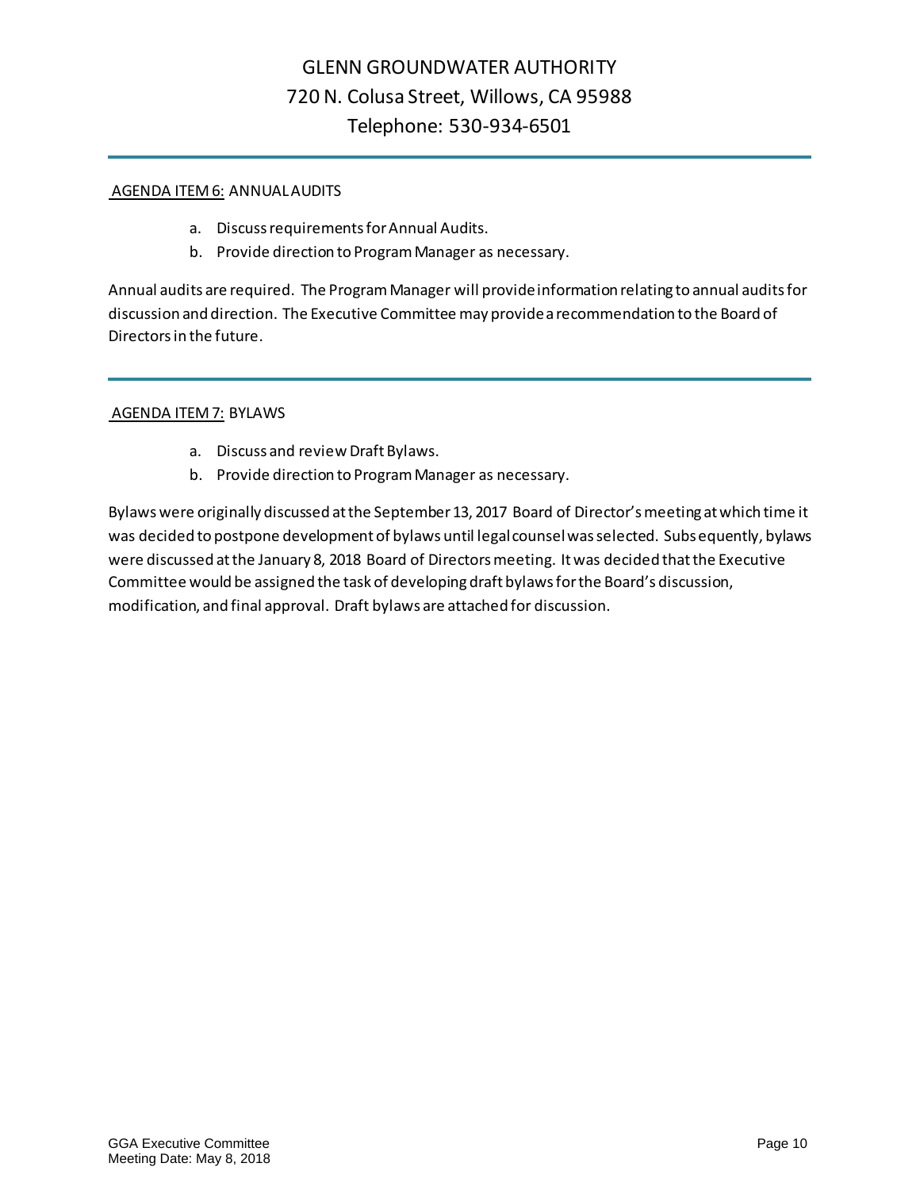GLENN GROUNDWATER AUTHORITY
720 N. Colusa Street, Willows, CA 95988
Telephone: 530-934-6501

---

AGENDA ITEM 6: ANNUAL AUDITS

a. Discuss requirements for Annual Audits.
b. Provide direction to Program Manager as necessary.

Annual audits are required. The Program Manager will provide information relating to annual audits for discussion and direction. The Executive Committee may provide a recommendation to the Board of Directors in the future.

---

AGENDA ITEM 7: BYLAWS

a. Discuss and review Draft Bylaws.
b. Provide direction to Program Manager as necessary.

Bylaws were originally discussed at the September 13, 2017 Board of Director's meeting at which time it was decided to postpone development of bylaws until legal counsel was selected. Subsequently, bylaws were discussed at the January 8, 2018 Board of Directors meeting. It was decided that the Executive Committee would be assigned the task of developing draft bylaws for the Board's discussion, modification, and final approval. Draft bylaws are attached for discussion.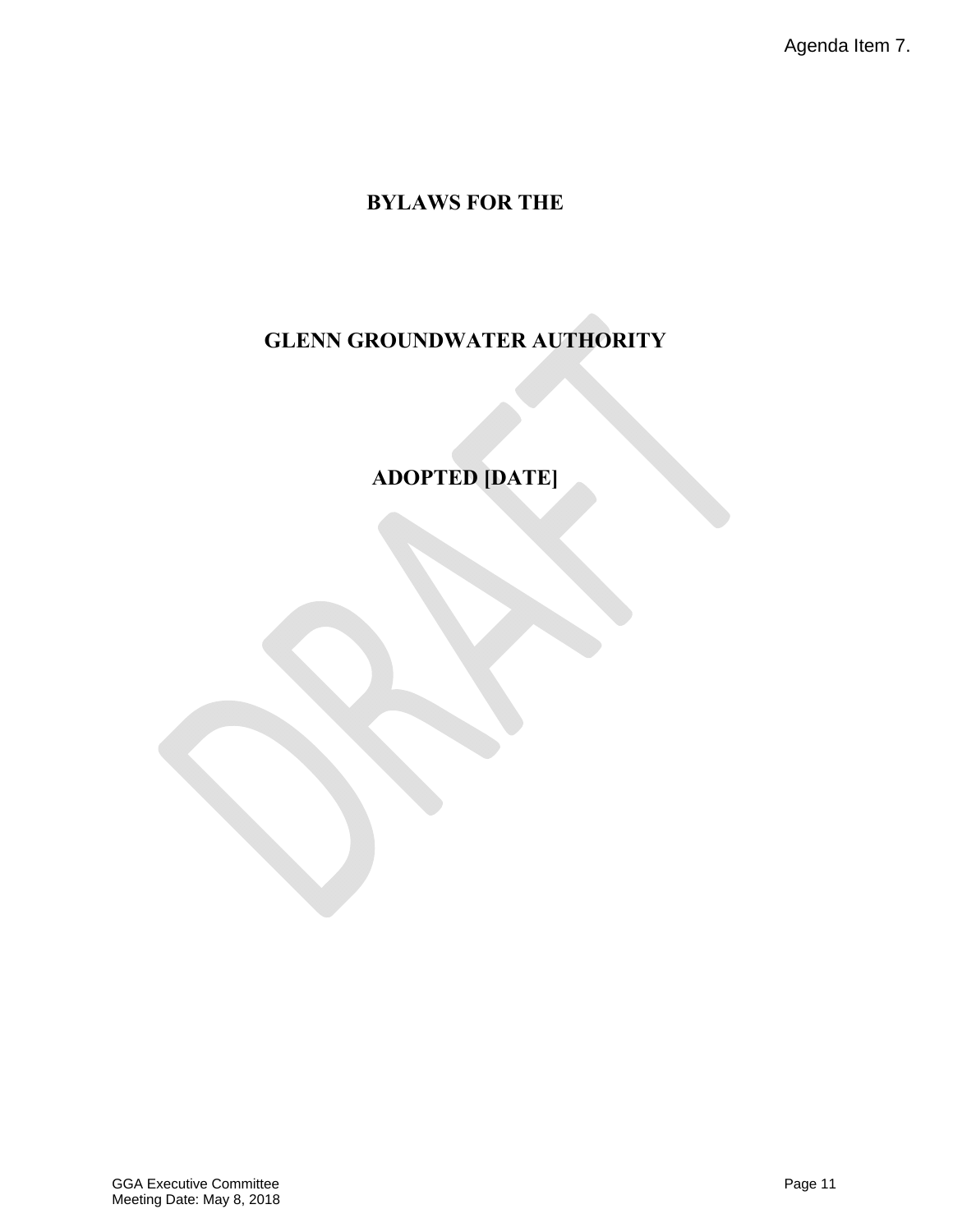Agenda Item 7.

# BYLAWS FOR THE

# GLENN GROUNDWATER AUTHORITY

# ADOPTED [DATE]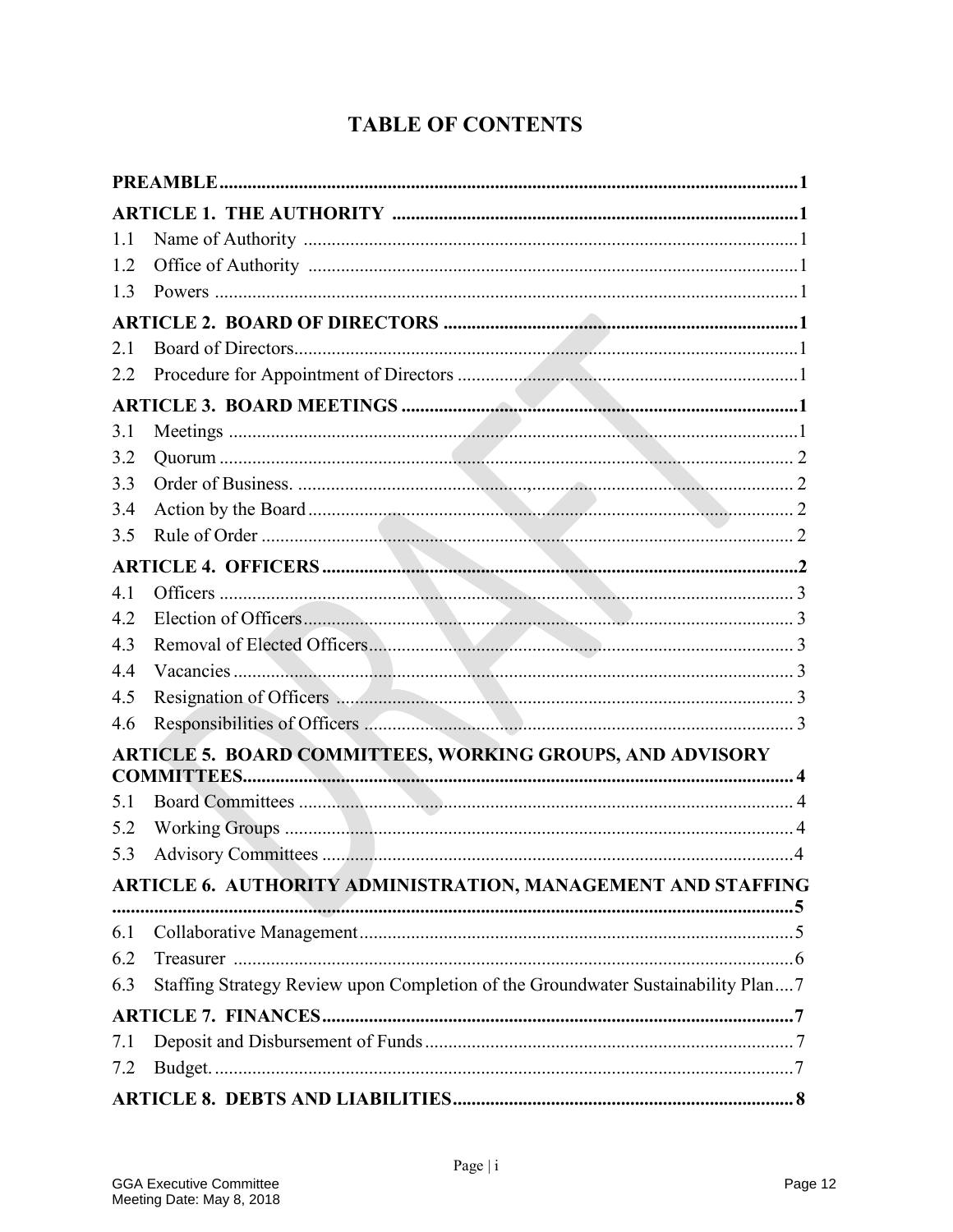# TABLE OF CONTENTS

**PREAMBLE** .......... 1

**ARTICLE 1. THE AUTHORITY** .......... 1

1.1 Name of Authority .......... 1

1.2 Office of Authority .......... 1

1.3 Powers .......... 1

**ARTICLE 2. BOARD OF DIRECTORS** .......... 1

2.1 Board of Directors .......... 1

2.2 Procedure for Appointment of Directors .......... 1

**ARTICLE 3. BOARD MEETINGS** .......... 1

3.1 Meetings .......... 1

3.2 Quorum .......... 2

3.3 Order of Business. .......... 2

3.4 Action by the Board .......... 2

3.5 Rule of Order .......... 2

**ARTICLE 4. OFFICERS** .......... 2

4.1 Officers .......... 3

4.2 Election of Officers .......... 3

4.3 Removal of Elected Officers .......... 3

4.4 Vacancies .......... 3

4.5 Resignation of Officers .......... 3

4.6 Responsibilities of Officers .......... 3

**ARTICLE 5. BOARD COMMITTEES, WORKING GROUPS, AND ADVISORY COMMITTEES** .......... 4

5.1 Board Committees .......... 4

5.2 Working Groups .......... 4

5.3 Advisory Committees .......... 4

**ARTICLE 6. AUTHORITY ADMINISTRATION, MANAGEMENT AND STAFFING** .......... 5

6.1 Collaborative Management .......... 5

6.2 Treasurer .......... 6

6.3 Staffing Strategy Review upon Completion of the Groundwater Sustainability Plan .......... 7

**ARTICLE 7. FINANCES** .......... 7

7.1 Deposit and Disbursement of Funds .......... 7

7.2 Budget. .......... 7

**ARTICLE 8. DEBTS AND LIABILITIES** .......... 8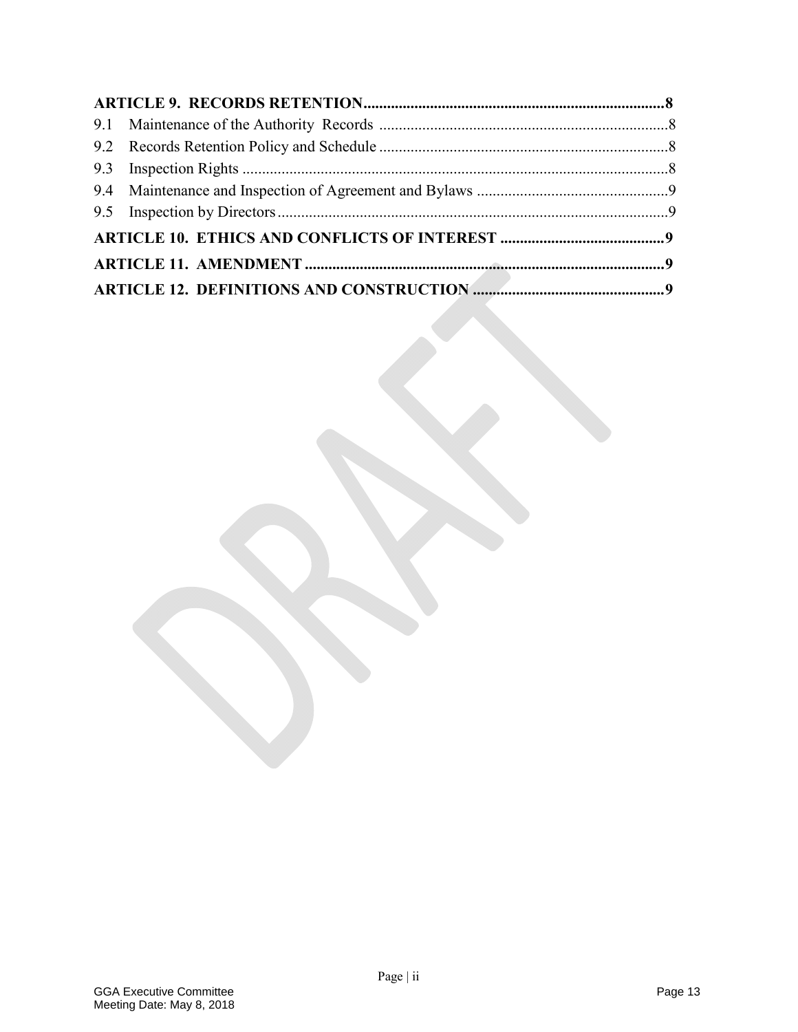**ARTICLE 9. RECORDS RETENTION..............................................................................8**

9.1 Maintenance of the Authority Records ..........................................................................8

9.2 Records Retention Policy and Schedule ..........................................................................8

9.3 Inspection Rights ............................................................................................................8

9.4 Maintenance and Inspection of Agreement and Bylaws .................................................9

9.5 Inspection by Directors....................................................................................................9

**ARTICLE 10. ETHICS AND CONFLICTS OF INTEREST ..........................................9**

**ARTICLE 11. AMENDMENT ............................................................................................9**

**ARTICLE 12. DEFINITIONS AND CONSTRUCTION .................................................9**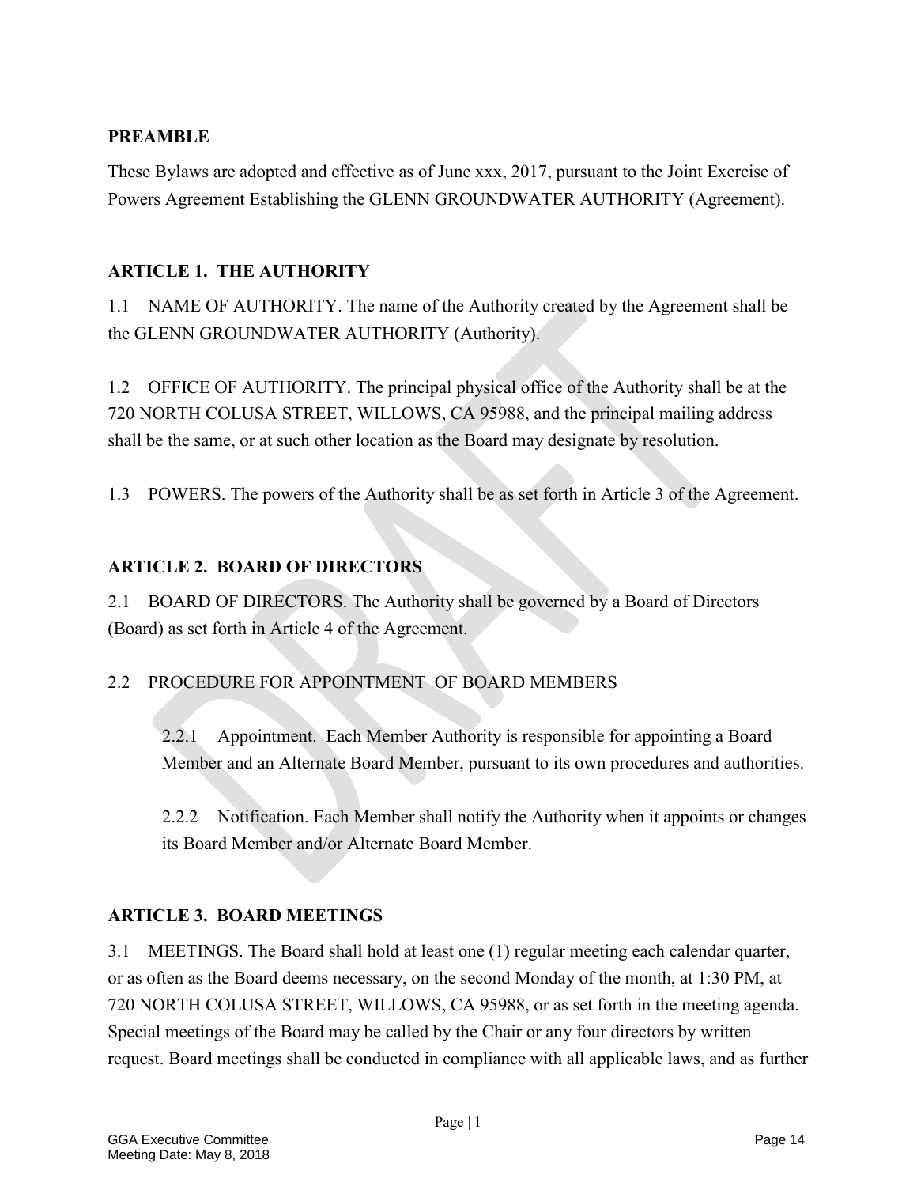## PREAMBLE

These Bylaws are adopted and effective as of June xxx, 2017, pursuant to the Joint Exercise of Powers Agreement Establishing the GLENN GROUNDWATER AUTHORITY (Agreement).

## ARTICLE 1. THE AUTHORITY

1.1 NAME OF AUTHORITY. The name of the Authority created by the Agreement shall be the GLENN GROUNDWATER AUTHORITY (Authority).

1.2 OFFICE OF AUTHORITY. The principal physical office of the Authority shall be at the 720 NORTH COLUSA STREET, WILLOWS, CA 95988, and the principal mailing address shall be the same, or at such other location as the Board may designate by resolution.

1.3 POWERS. The powers of the Authority shall be as set forth in Article 3 of the Agreement.

## ARTICLE 2. BOARD OF DIRECTORS

2.1 BOARD OF DIRECTORS. The Authority shall be governed by a Board of Directors (Board) as set forth in Article 4 of the Agreement.

2.2 PROCEDURE FOR APPOINTMENT OF BOARD MEMBERS

> 2.2.1 Appointment. Each Member Authority is responsible for appointing a Board Member and an Alternate Board Member, pursuant to its own procedures and authorities.
>
> 2.2.2 Notification. Each Member shall notify the Authority when it appoints or changes its Board Member and/or Alternate Board Member.

## ARTICLE 3. BOARD MEETINGS

3.1 MEETINGS. The Board shall hold at least one (1) regular meeting each calendar quarter, or as often as the Board deems necessary, on the second Monday of the month, at 1:30 PM, at 720 NORTH COLUSA STREET, WILLOWS, CA 95988, or as set forth in the meeting agenda. Special meetings of the Board may be called by the Chair or any four directors by written request. Board meetings shall be conducted in compliance with all applicable laws, and as further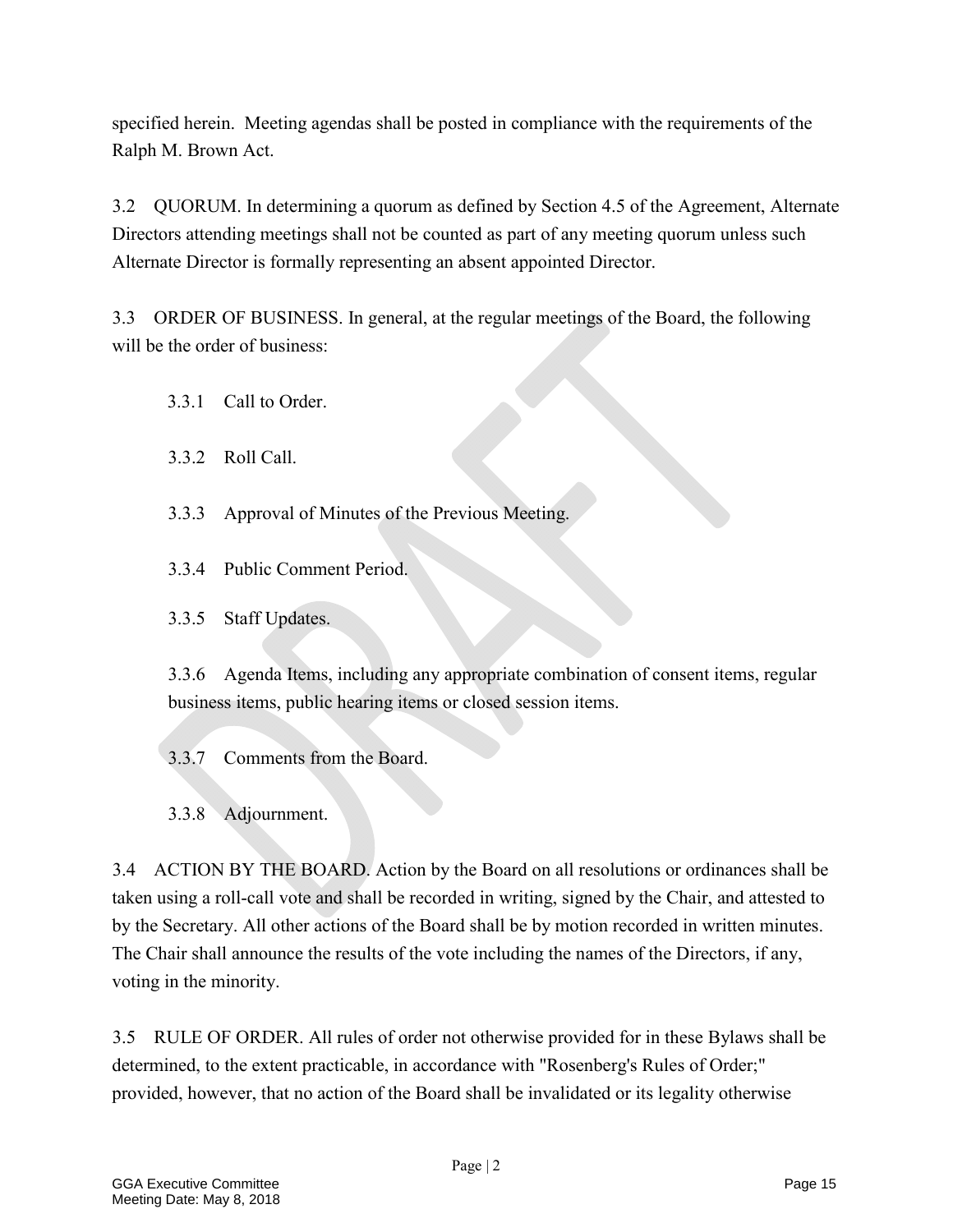specified herein. Meeting agendas shall be posted in compliance with the requirements of the Ralph M. Brown Act.

3.2 QUORUM. In determining a quorum as defined by Section 4.5 of the Agreement, Alternate Directors attending meetings shall not be counted as part of any meeting quorum unless such Alternate Director is formally representing an absent appointed Director.

3.3 ORDER OF BUSINESS. In general, at the regular meetings of the Board, the following will be the order of business:

3.3.1 Call to Order.

3.3.2 Roll Call.

3.3.3 Approval of Minutes of the Previous Meeting.

3.3.4 Public Comment Period.

3.3.5 Staff Updates.

3.3.6 Agenda Items, including any appropriate combination of consent items, regular business items, public hearing items or closed session items.

3.3.7 Comments from the Board.

3.3.8 Adjournment.

3.4 ACTION BY THE BOARD. Action by the Board on all resolutions or ordinances shall be taken using a roll-call vote and shall be recorded in writing, signed by the Chair, and attested to by the Secretary. All other actions of the Board shall be by motion recorded in written minutes. The Chair shall announce the results of the vote including the names of the Directors, if any, voting in the minority.

3.5 RULE OF ORDER. All rules of order not otherwise provided for in these Bylaws shall be determined, to the extent practicable, in accordance with "Rosenberg's Rules of Order;" provided, however, that no action of the Board shall be invalidated or its legality otherwise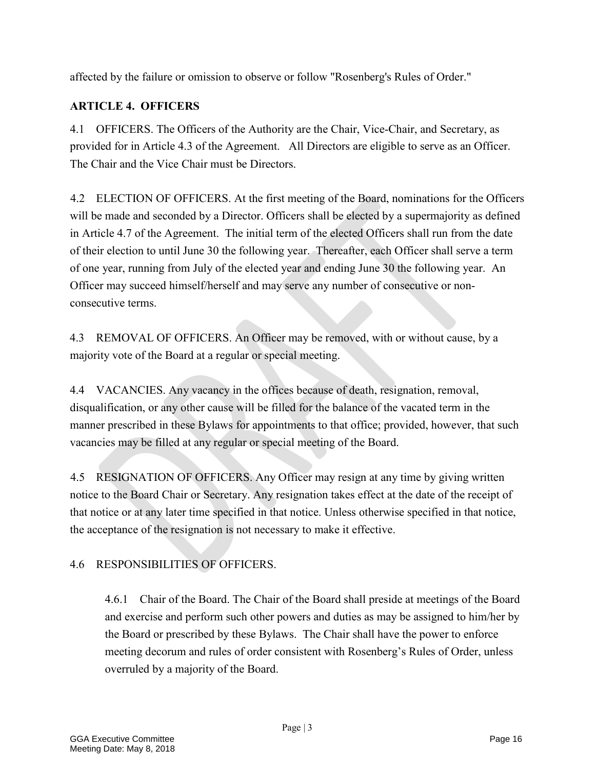affected by the failure or omission to observe or follow "Rosenberg's Rules of Order."

## ARTICLE 4. OFFICERS

4.1 OFFICERS. The Officers of the Authority are the Chair, Vice-Chair, and Secretary, as provided for in Article 4.3 of the Agreement. All Directors are eligible to serve as an Officer. The Chair and the Vice Chair must be Directors.

4.2 ELECTION OF OFFICERS. At the first meeting of the Board, nominations for the Officers will be made and seconded by a Director. Officers shall be elected by a supermajority as defined in Article 4.7 of the Agreement. The initial term of the elected Officers shall run from the date of their election to until June 30 the following year. Thereafter, each Officer shall serve a term of one year, running from July of the elected year and ending June 30 the following year. An Officer may succeed himself/herself and may serve any number of consecutive or non-consecutive terms.

4.3 REMOVAL OF OFFICERS. An Officer may be removed, with or without cause, by a majority vote of the Board at a regular or special meeting.

4.4 VACANCIES. Any vacancy in the offices because of death, resignation, removal, disqualification, or any other cause will be filled for the balance of the vacated term in the manner prescribed in these Bylaws for appointments to that office; provided, however, that such vacancies may be filled at any regular or special meeting of the Board.

4.5 RESIGNATION OF OFFICERS. Any Officer may resign at any time by giving written notice to the Board Chair or Secretary. Any resignation takes effect at the date of the receipt of that notice or at any later time specified in that notice. Unless otherwise specified in that notice, the acceptance of the resignation is not necessary to make it effective.

4.6 RESPONSIBILITIES OF OFFICERS.

> 4.6.1 Chair of the Board. The Chair of the Board shall preside at meetings of the Board and exercise and perform such other powers and duties as may be assigned to him/her by the Board or prescribed by these Bylaws. The Chair shall have the power to enforce meeting decorum and rules of order consistent with Rosenberg's Rules of Order, unless overruled by a majority of the Board.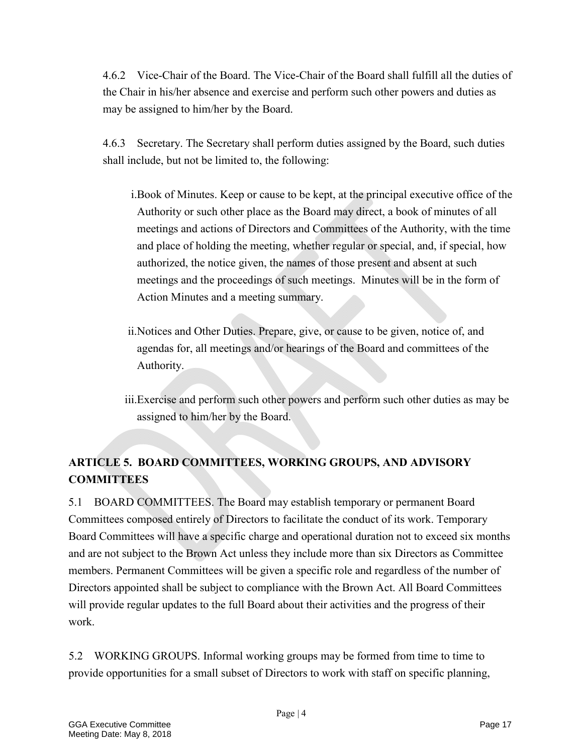4.6.2 Vice-Chair of the Board. The Vice-Chair of the Board shall fulfill all the duties of the Chair in his/her absence and exercise and perform such other powers and duties as may be assigned to him/her by the Board.

4.6.3 Secretary. The Secretary shall perform duties assigned by the Board, such duties shall include, but not be limited to, the following:

i. Book of Minutes. Keep or cause to be kept, at the principal executive office of the Authority or such other place as the Board may direct, a book of minutes of all meetings and actions of Directors and Committees of the Authority, with the time and place of holding the meeting, whether regular or special, and, if special, how authorized, the notice given, the names of those present and absent at such meetings and the proceedings of such meetings. Minutes will be in the form of Action Minutes and a meeting summary.

ii. Notices and Other Duties. Prepare, give, or cause to be given, notice of, and agendas for, all meetings and/or hearings of the Board and committees of the Authority.

iii. Exercise and perform such other powers and perform such other duties as may be assigned to him/her by the Board.

## ARTICLE 5. BOARD COMMITTEES, WORKING GROUPS, AND ADVISORY COMMITTEES

5.1 BOARD COMMITTEES. The Board may establish temporary or permanent Board Committees composed entirely of Directors to facilitate the conduct of its work. Temporary Board Committees will have a specific charge and operational duration not to exceed six months and are not subject to the Brown Act unless they include more than six Directors as Committee members. Permanent Committees will be given a specific role and regardless of the number of Directors appointed shall be subject to compliance with the Brown Act. All Board Committees will provide regular updates to the full Board about their activities and the progress of their work.

5.2 WORKING GROUPS. Informal working groups may be formed from time to time to provide opportunities for a small subset of Directors to work with staff on specific planning,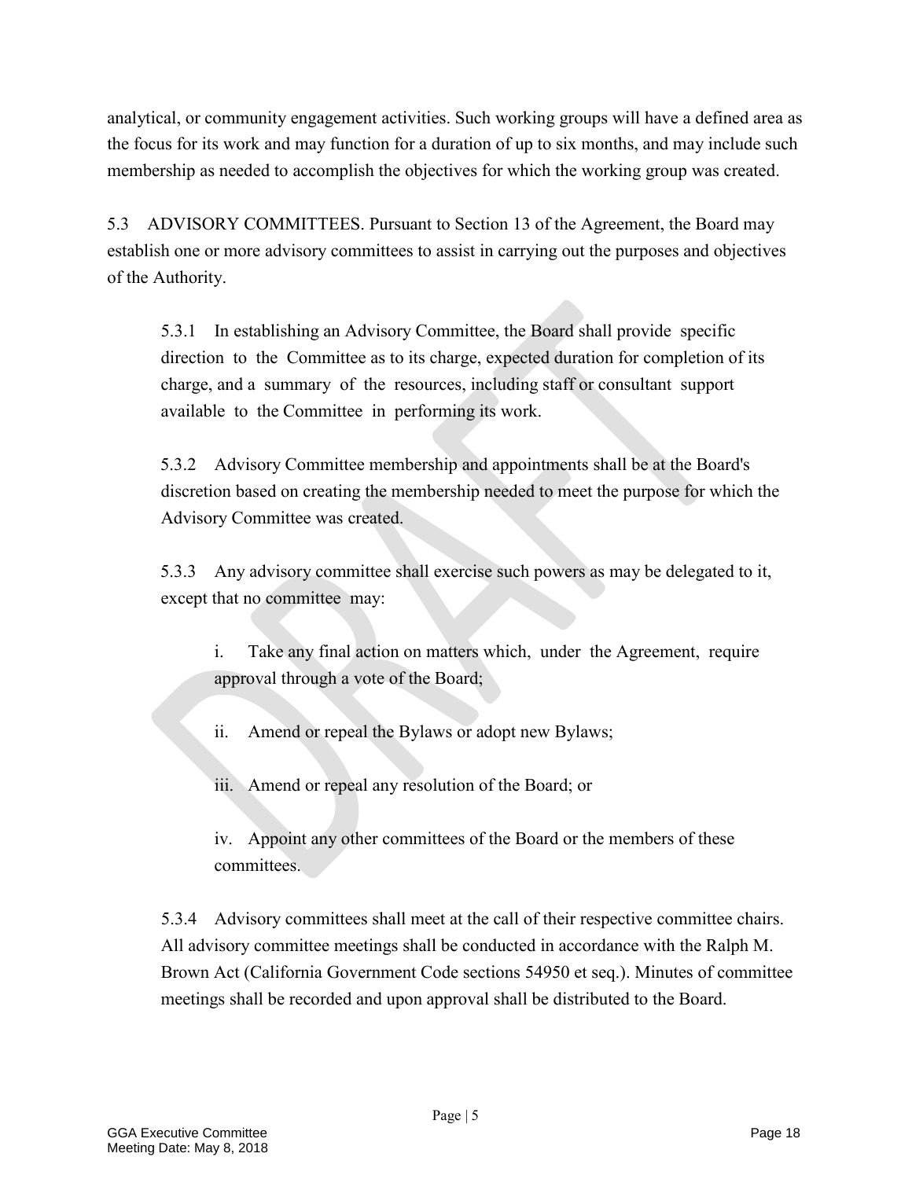analytical, or community engagement activities. Such working groups will have a defined area as the focus for its work and may function for a duration of up to six months, and may include such membership as needed to accomplish the objectives for which the working group was created.

5.3 ADVISORY COMMITTEES. Pursuant to Section 13 of the Agreement, the Board may establish one or more advisory committees to assist in carrying out the purposes and objectives of the Authority.

> 5.3.1 In establishing an Advisory Committee, the Board shall provide specific direction to the Committee as to its charge, expected duration for completion of its charge, and a summary of the resources, including staff or consultant support available to the Committee in performing its work.
>
> 5.3.2 Advisory Committee membership and appointments shall be at the Board's discretion based on creating the membership needed to meet the purpose for which the Advisory Committee was created.
>
> 5.3.3 Any advisory committee shall exercise such powers as may be delegated to it, except that no committee may:
>
> > i. Take any final action on matters which, under the Agreement, require approval through a vote of the Board;
> >
> > ii. Amend or repeal the Bylaws or adopt new Bylaws;
> >
> > iii. Amend or repeal any resolution of the Board; or
> >
> > iv. Appoint any other committees of the Board or the members of these committees.
>
> 5.3.4 Advisory committees shall meet at the call of their respective committee chairs. All advisory committee meetings shall be conducted in accordance with the Ralph M. Brown Act (California Government Code sections 54950 et seq.). Minutes of committee meetings shall be recorded and upon approval shall be distributed to the Board.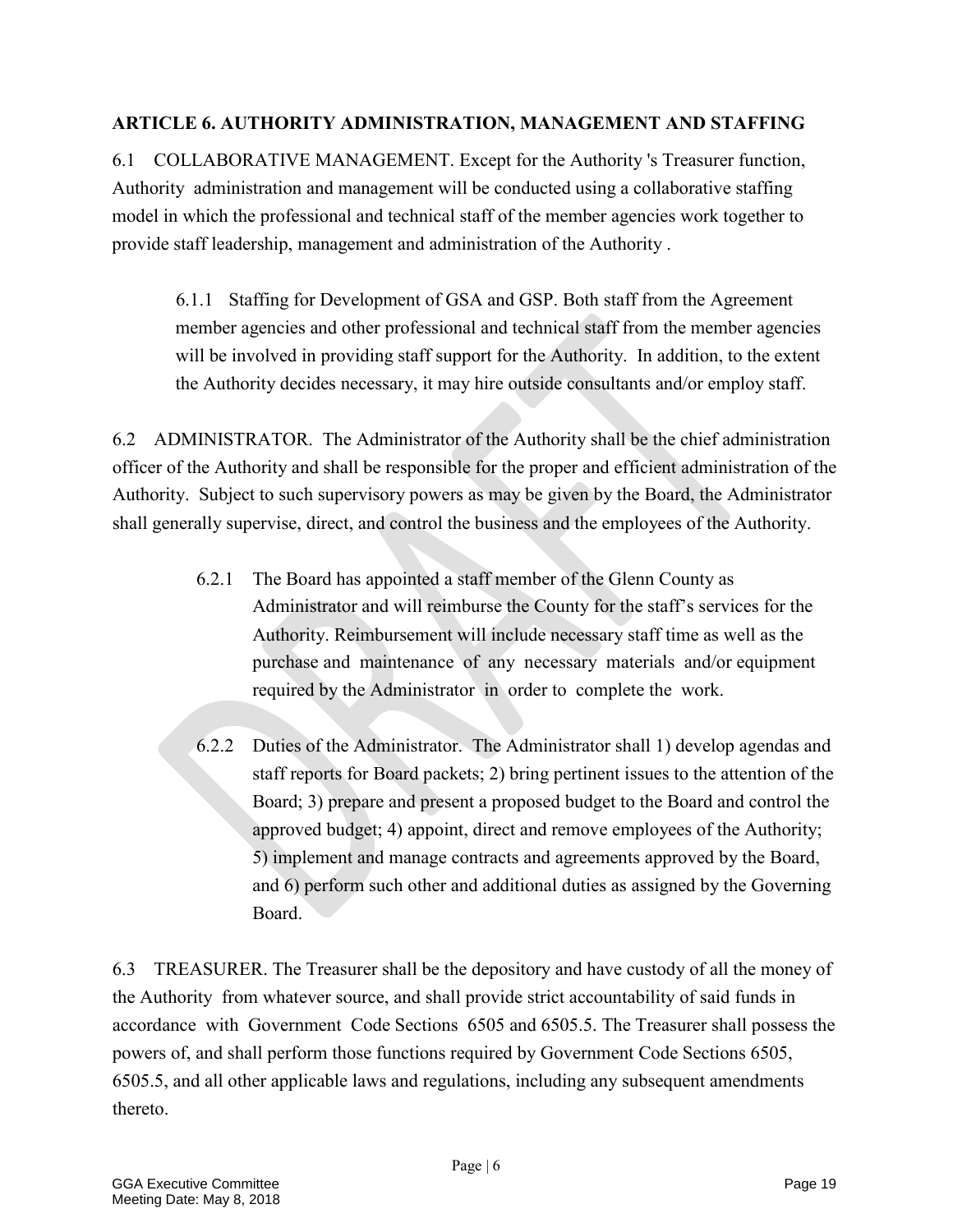## ARTICLE 6. AUTHORITY ADMINISTRATION, MANAGEMENT AND STAFFING

6.1 COLLABORATIVE MANAGEMENT. Except for the Authority 's Treasurer function, Authority administration and management will be conducted using a collaborative staffing model in which the professional and technical staff of the member agencies work together to provide staff leadership, management and administration of the Authority .

> 6.1.1 Staffing for Development of GSA and GSP. Both staff from the Agreement member agencies and other professional and technical staff from the member agencies will be involved in providing staff support for the Authority. In addition, to the extent the Authority decides necessary, it may hire outside consultants and/or employ staff.

6.2 ADMINISTRATOR. The Administrator of the Authority shall be the chief administration officer of the Authority and shall be responsible for the proper and efficient administration of the Authority. Subject to such supervisory powers as may be given by the Board, the Administrator shall generally supervise, direct, and control the business and the employees of the Authority.

> 6.2.1 The Board has appointed a staff member of the Glenn County as Administrator and will reimburse the County for the staff's services for the Authority. Reimbursement will include necessary staff time as well as the purchase and maintenance of any necessary materials and/or equipment required by the Administrator in order to complete the work.
>
> 6.2.2 Duties of the Administrator. The Administrator shall 1) develop agendas and staff reports for Board packets; 2) bring pertinent issues to the attention of the Board; 3) prepare and present a proposed budget to the Board and control the approved budget; 4) appoint, direct and remove employees of the Authority; 5) implement and manage contracts and agreements approved by the Board, and 6) perform such other and additional duties as assigned by the Governing Board.

6.3 TREASURER. The Treasurer shall be the depository and have custody of all the money of the Authority from whatever source, and shall provide strict accountability of said funds in accordance with Government Code Sections 6505 and 6505.5. The Treasurer shall possess the powers of, and shall perform those functions required by Government Code Sections 6505, 6505.5, and all other applicable laws and regulations, including any subsequent amendments thereto.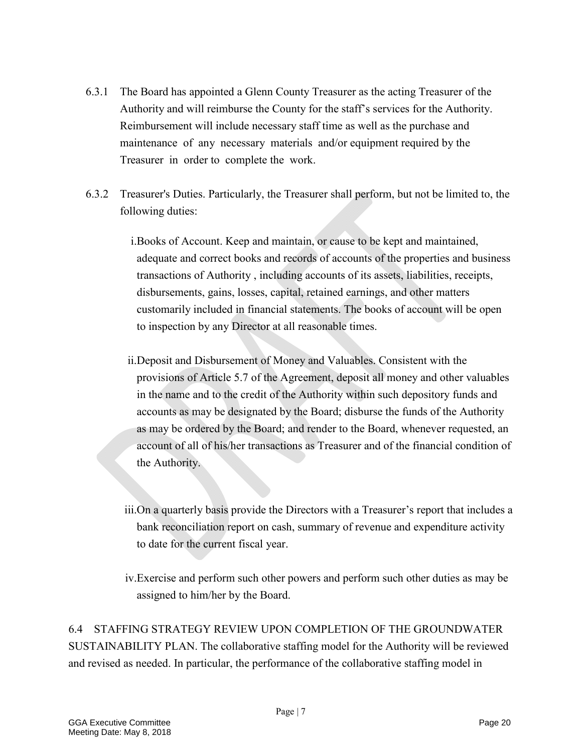6.3.1 The Board has appointed a Glenn County Treasurer as the acting Treasurer of the Authority and will reimburse the County for the staff's services for the Authority. Reimbursement will include necessary staff time as well as the purchase and maintenance of any necessary materials and/or equipment required by the Treasurer in order to complete the work.

6.3.2 Treasurer's Duties. Particularly, the Treasurer shall perform, but not be limited to, the following duties:

i. Books of Account. Keep and maintain, or cause to be kept and maintained, adequate and correct books and records of accounts of the properties and business transactions of Authority , including accounts of its assets, liabilities, receipts, disbursements, gains, losses, capital, retained earnings, and other matters customarily included in financial statements. The books of account will be open to inspection by any Director at all reasonable times.

ii. Deposit and Disbursement of Money and Valuables. Consistent with the provisions of Article 5.7 of the Agreement, deposit all money and other valuables in the name and to the credit of the Authority within such depository funds and accounts as may be designated by the Board; disburse the funds of the Authority as may be ordered by the Board; and render to the Board, whenever requested, an account of all of his/her transactions as Treasurer and of the financial condition of the Authority.

iii. On a quarterly basis provide the Directors with a Treasurer's report that includes a bank reconciliation report on cash, summary of revenue and expenditure activity to date for the current fiscal year.

iv. Exercise and perform such other powers and perform such other duties as may be assigned to him/her by the Board.

6.4 STAFFING STRATEGY REVIEW UPON COMPLETION OF THE GROUNDWATER SUSTAINABILITY PLAN. The collaborative staffing model for the Authority will be reviewed and revised as needed. In particular, the performance of the collaborative staffing model in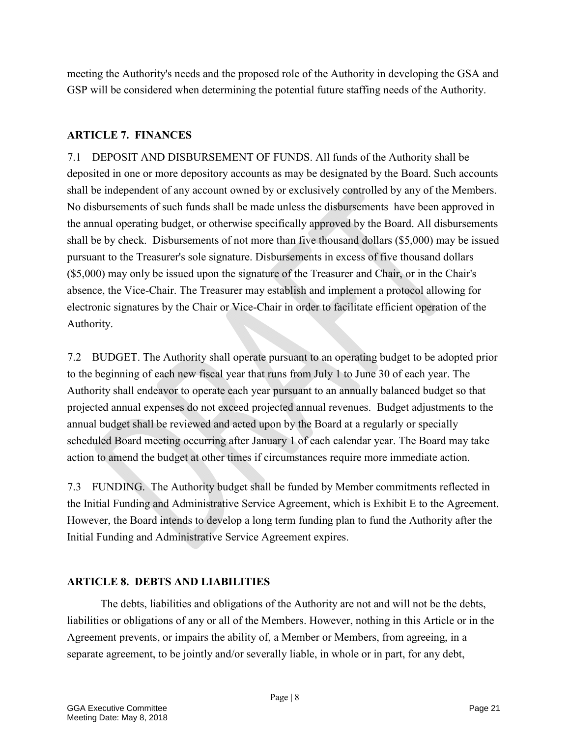meeting the Authority's needs and the proposed role of the Authority in developing the GSA and GSP will be considered when determining the potential future staffing needs of the Authority.

## ARTICLE 7. FINANCES

7.1 DEPOSIT AND DISBURSEMENT OF FUNDS. All funds of the Authority shall be deposited in one or more depository accounts as may be designated by the Board. Such accounts shall be independent of any account owned by or exclusively controlled by any of the Members. No disbursements of such funds shall be made unless the disbursements have been approved in the annual operating budget, or otherwise specifically approved by the Board. All disbursements shall be by check. Disbursements of not more than five thousand dollars ($5,000) may be issued pursuant to the Treasurer's sole signature. Disbursements in excess of five thousand dollars ($5,000) may only be issued upon the signature of the Treasurer and Chair, or in the Chair's absence, the Vice-Chair. The Treasurer may establish and implement a protocol allowing for electronic signatures by the Chair or Vice-Chair in order to facilitate efficient operation of the Authority.

7.2 BUDGET. The Authority shall operate pursuant to an operating budget to be adopted prior to the beginning of each new fiscal year that runs from July 1 to June 30 of each year. The Authority shall endeavor to operate each year pursuant to an annually balanced budget so that projected annual expenses do not exceed projected annual revenues. Budget adjustments to the annual budget shall be reviewed and acted upon by the Board at a regularly or specially scheduled Board meeting occurring after January 1 of each calendar year. The Board may take action to amend the budget at other times if circumstances require more immediate action.

7.3 FUNDING. The Authority budget shall be funded by Member commitments reflected in the Initial Funding and Administrative Service Agreement, which is Exhibit E to the Agreement. However, the Board intends to develop a long term funding plan to fund the Authority after the Initial Funding and Administrative Service Agreement expires.

## ARTICLE 8. DEBTS AND LIABILITIES

The debts, liabilities and obligations of the Authority are not and will not be the debts, liabilities or obligations of any or all of the Members. However, nothing in this Article or in the Agreement prevents, or impairs the ability of, a Member or Members, from agreeing, in a separate agreement, to be jointly and/or severally liable, in whole or in part, for any debt,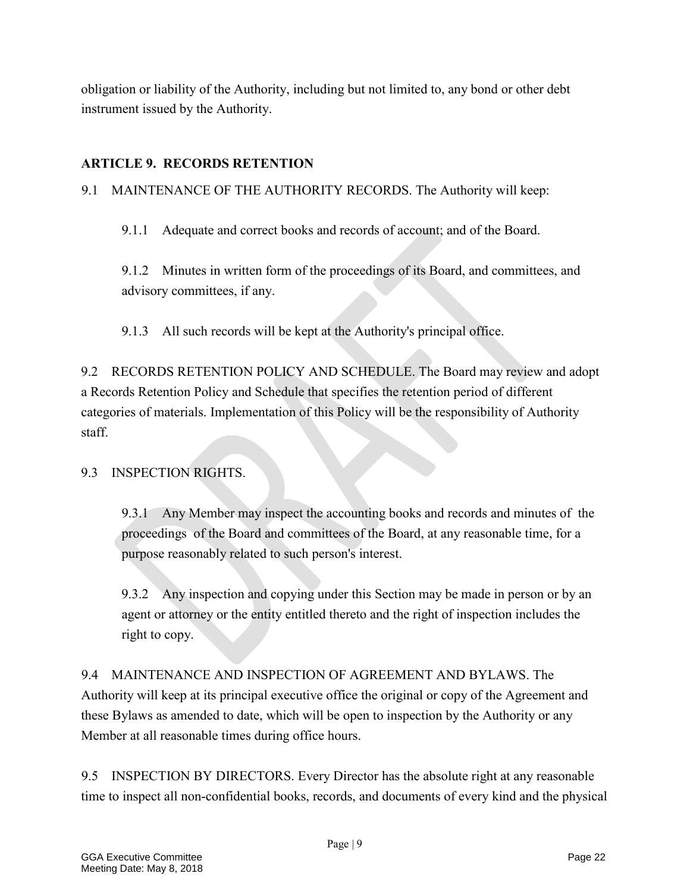obligation or liability of the Authority, including but not limited to, any bond or other debt instrument issued by the Authority.

## ARTICLE 9. RECORDS RETENTION

9.1 MAINTENANCE OF THE AUTHORITY RECORDS. The Authority will keep:

9.1.1 Adequate and correct books and records of account; and of the Board.

9.1.2 Minutes in written form of the proceedings of its Board, and committees, and advisory committees, if any.

9.1.3 All such records will be kept at the Authority's principal office.

9.2 RECORDS RETENTION POLICY AND SCHEDULE. The Board may review and adopt a Records Retention Policy and Schedule that specifies the retention period of different categories of materials. Implementation of this Policy will be the responsibility of Authority staff.

9.3 INSPECTION RIGHTS.

9.3.1 Any Member may inspect the accounting books and records and minutes of the proceedings of the Board and committees of the Board, at any reasonable time, for a purpose reasonably related to such person's interest.

9.3.2 Any inspection and copying under this Section may be made in person or by an agent or attorney or the entity entitled thereto and the right of inspection includes the right to copy.

9.4 MAINTENANCE AND INSPECTION OF AGREEMENT AND BYLAWS. The Authority will keep at its principal executive office the original or copy of the Agreement and these Bylaws as amended to date, which will be open to inspection by the Authority or any Member at all reasonable times during office hours.

9.5 INSPECTION BY DIRECTORS. Every Director has the absolute right at any reasonable time to inspect all non-confidential books, records, and documents of every kind and the physical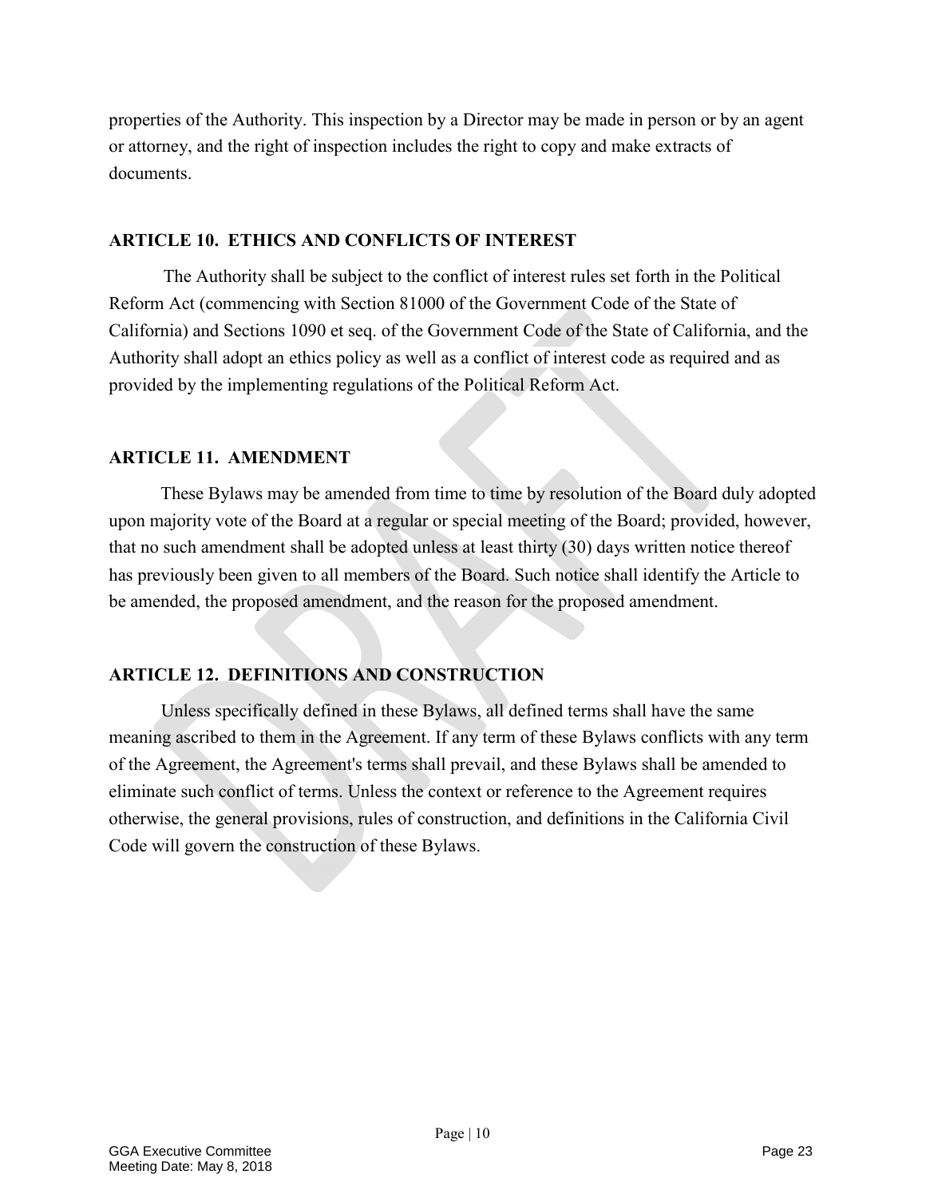properties of the Authority. This inspection by a Director may be made in person or by an agent or attorney, and the right of inspection includes the right to copy and make extracts of documents.

## ARTICLE 10. ETHICS AND CONFLICTS OF INTEREST

The Authority shall be subject to the conflict of interest rules set forth in the Political Reform Act (commencing with Section 81000 of the Government Code of the State of California) and Sections 1090 et seq. of the Government Code of the State of California, and the Authority shall adopt an ethics policy as well as a conflict of interest code as required and as provided by the implementing regulations of the Political Reform Act.

## ARTICLE 11. AMENDMENT

These Bylaws may be amended from time to time by resolution of the Board duly adopted upon majority vote of the Board at a regular or special meeting of the Board; provided, however, that no such amendment shall be adopted unless at least thirty (30) days written notice thereof has previously been given to all members of the Board. Such notice shall identify the Article to be amended, the proposed amendment, and the reason for the proposed amendment.

## ARTICLE 12. DEFINITIONS AND CONSTRUCTION

Unless specifically defined in these Bylaws, all defined terms shall have the same meaning ascribed to them in the Agreement. If any term of these Bylaws conflicts with any term of the Agreement, the Agreement's terms shall prevail, and these Bylaws shall be amended to eliminate such conflict of terms. Unless the context or reference to the Agreement requires otherwise, the general provisions, rules of construction, and definitions in the California Civil Code will govern the construction of these Bylaws.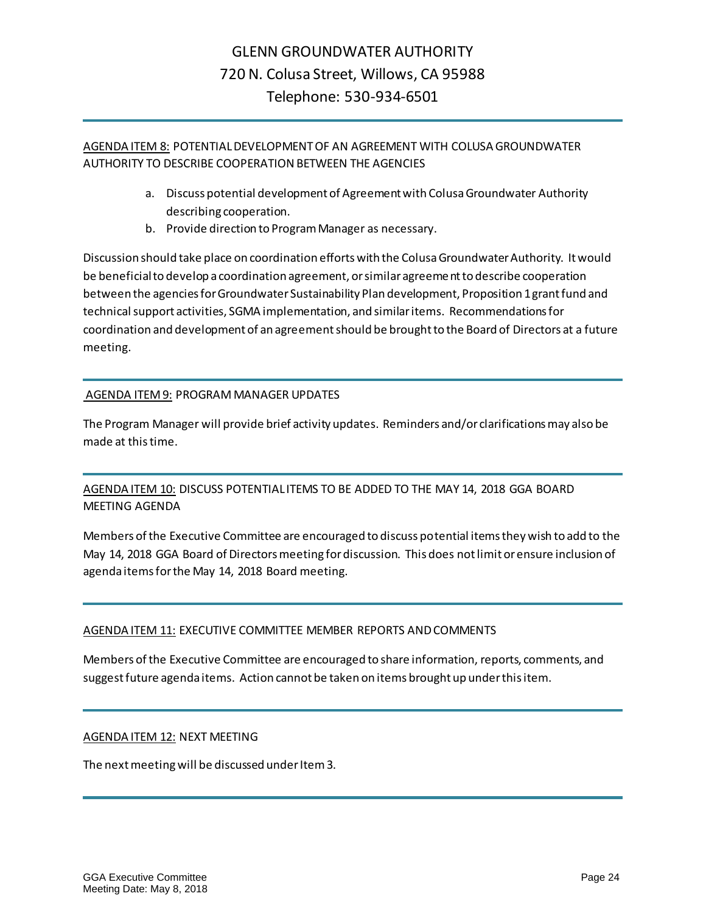# GLENN GROUNDWATER AUTHORITY
720 N. Colusa Street, Willows, CA 95988
Telephone: 530-934-6501

---

AGENDA ITEM 8: POTENTIAL DEVELOPMENT OF AN AGREEMENT WITH COLUSA GROUNDWATER AUTHORITY TO DESCRIBE COOPERATION BETWEEN THE AGENCIES

a. Discuss potential development of Agreement with Colusa Groundwater Authority describing cooperation.
b. Provide direction to Program Manager as necessary.

Discussion should take place on coordination efforts with the Colusa Groundwater Authority. It would be beneficial to develop a coordination agreement, or similar agreement to describe cooperation between the agencies for Groundwater Sustainability Plan development, Proposition 1 grant fund and technical support activities, SGMA implementation, and similar items. Recommendations for coordination and development of an agreement should be brought to the Board of Directors at a future meeting.

---

AGENDA ITEM 9: PROGRAM MANAGER UPDATES

The Program Manager will provide brief activity updates. Reminders and/or clarifications may also be made at this time.

---

AGENDA ITEM 10: DISCUSS POTENTIAL ITEMS TO BE ADDED TO THE MAY 14, 2018 GGA BOARD MEETING AGENDA

Members of the Executive Committee are encouraged to discuss potential items they wish to add to the May 14, 2018 GGA Board of Directors meeting for discussion. This does not limit or ensure inclusion of agenda items for the May 14, 2018 Board meeting.

---

AGENDA ITEM 11: EXECUTIVE COMMITTEE MEMBER REPORTS AND COMMENTS

Members of the Executive Committee are encouraged to share information, reports, comments, and suggest future agenda items. Action cannot be taken on items brought up under this item.

---

AGENDA ITEM 12: NEXT MEETING

The next meeting will be discussed under Item 3.

---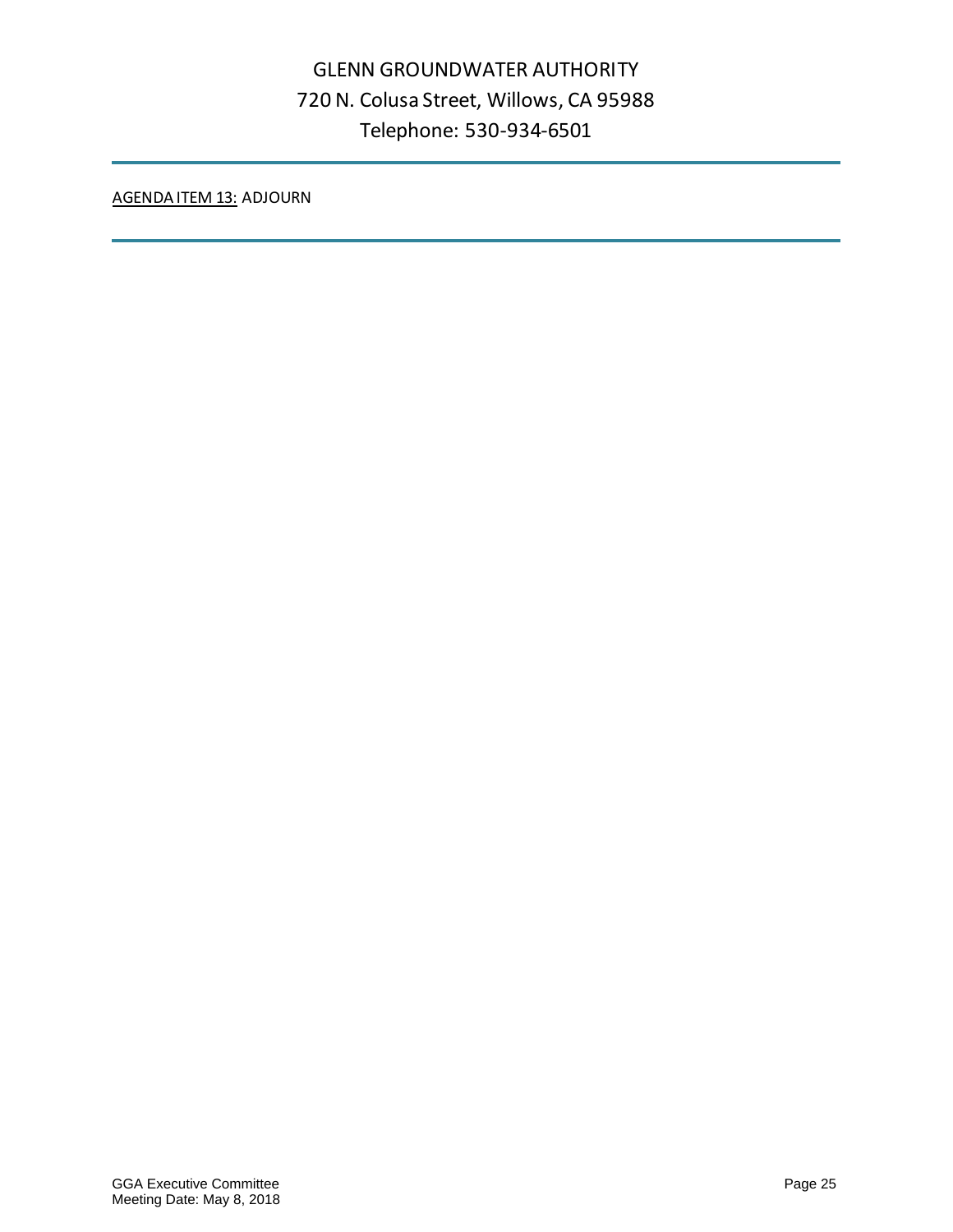GLENN GROUNDWATER AUTHORITY
720 N. Colusa Street, Willows, CA 95988
Telephone: 530-934-6501

AGENDA ITEM 13: ADJOURN